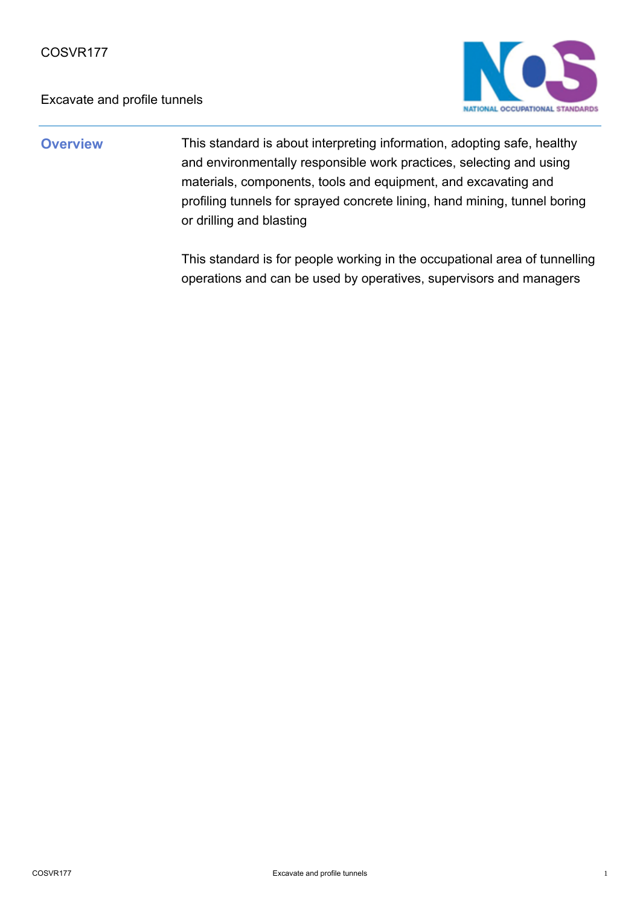COSVR177

# Excavate and profile tunnels

## Overview

This standard is about interpreting information, adopting safe, healthy and environmentally responsible work practices, selecting and using materials, components, tools and equipment, and excavating and profiling tunnels for sprayed concrete lining, hand mining, tunnel boring or drilling and blasting

This standard is for people working in the occupational area of tunnelling operations and can be used by operatives, supervisors and managers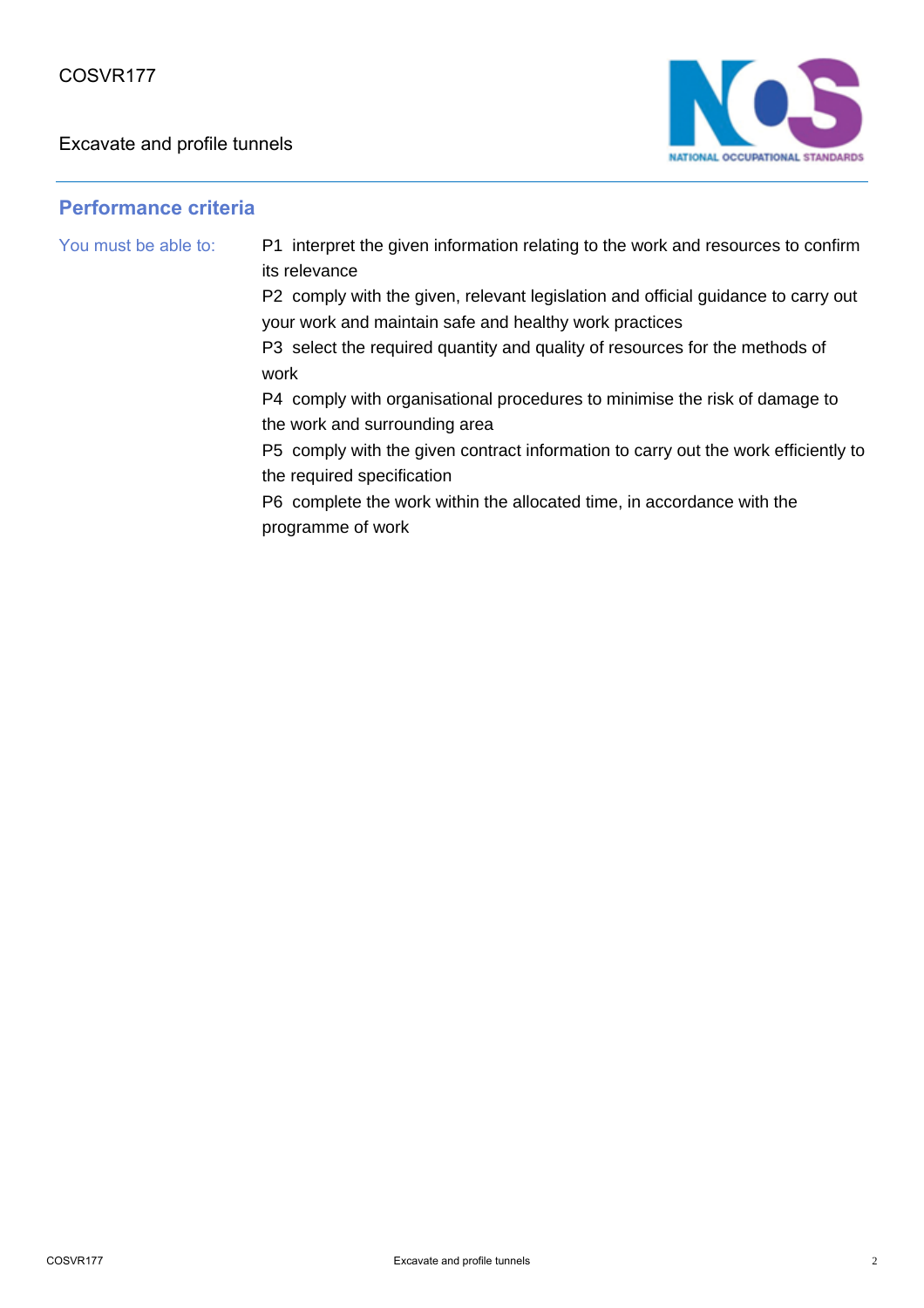## Performance criteria

You must be able to:

P1 interpret the given information relating to the work and resources to confirm its relevance

P2 comply with the given, relevant legislation and official guidance to carry out your work and maintain safe and healthy work practices

P3 select the required quantity and quality of resources for the methods of work

P4 comply with organisational procedures to minimise the risk of damage to the work and surrounding area

P5 comply with the given contract information to carry out the work efficiently to the required specification

P6 complete the work within the allocated time, in accordance with the programme of work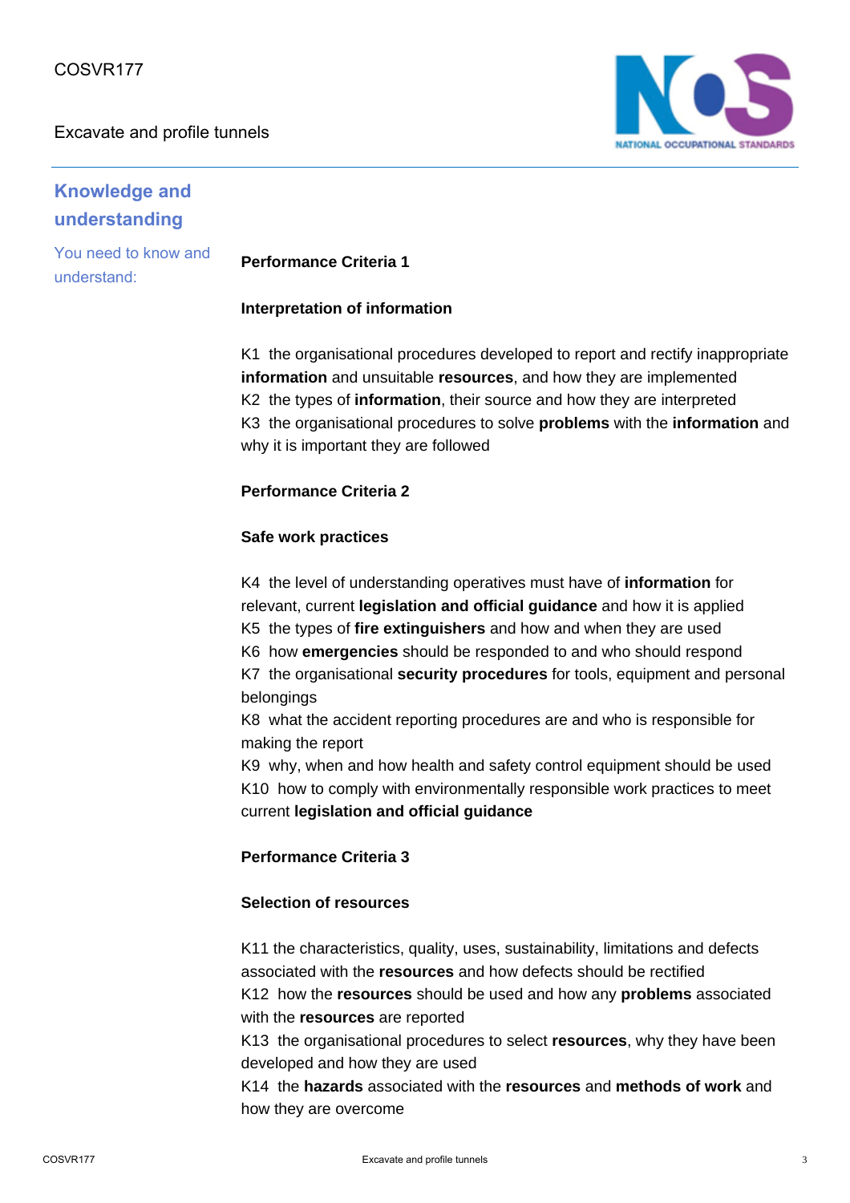## Knowledge and understanding

You need to know and understand:

**Performance Criteria 1**

**Interpretation of information**

K1 the organisational procedures developed to report and rectify inappropriate **information** and unsuitable **resources**, and how they are implemented
K2 the types of **information**, their source and how they are interpreted
K3 the organisational procedures to solve **problems** with the **information** and why it is important they are followed

**Performance Criteria 2**

**Safe work practices**

K4 the level of understanding operatives must have of **information** for relevant, current **legislation and official guidance** and how it is applied
K5 the types of **fire extinguishers** and how and when they are used
K6 how **emergencies** should be responded to and who should respond
K7 the organisational **security procedures** for tools, equipment and personal belongings
K8 what the accident reporting procedures are and who is responsible for making the report
K9 why, when and how health and safety control equipment should be used
K10 how to comply with environmentally responsible work practices to meet current **legislation and official guidance**

**Performance Criteria 3**

**Selection of resources**

K11 the characteristics, quality, uses, sustainability, limitations and defects associated with the **resources** and how defects should be rectified
K12 how the **resources** should be used and how any **problems** associated with the **resources** are reported
K13 the organisational procedures to select **resources**, why they have been developed and how they are used
K14 the **hazards** associated with the **resources** and **methods of work** and how they are overcome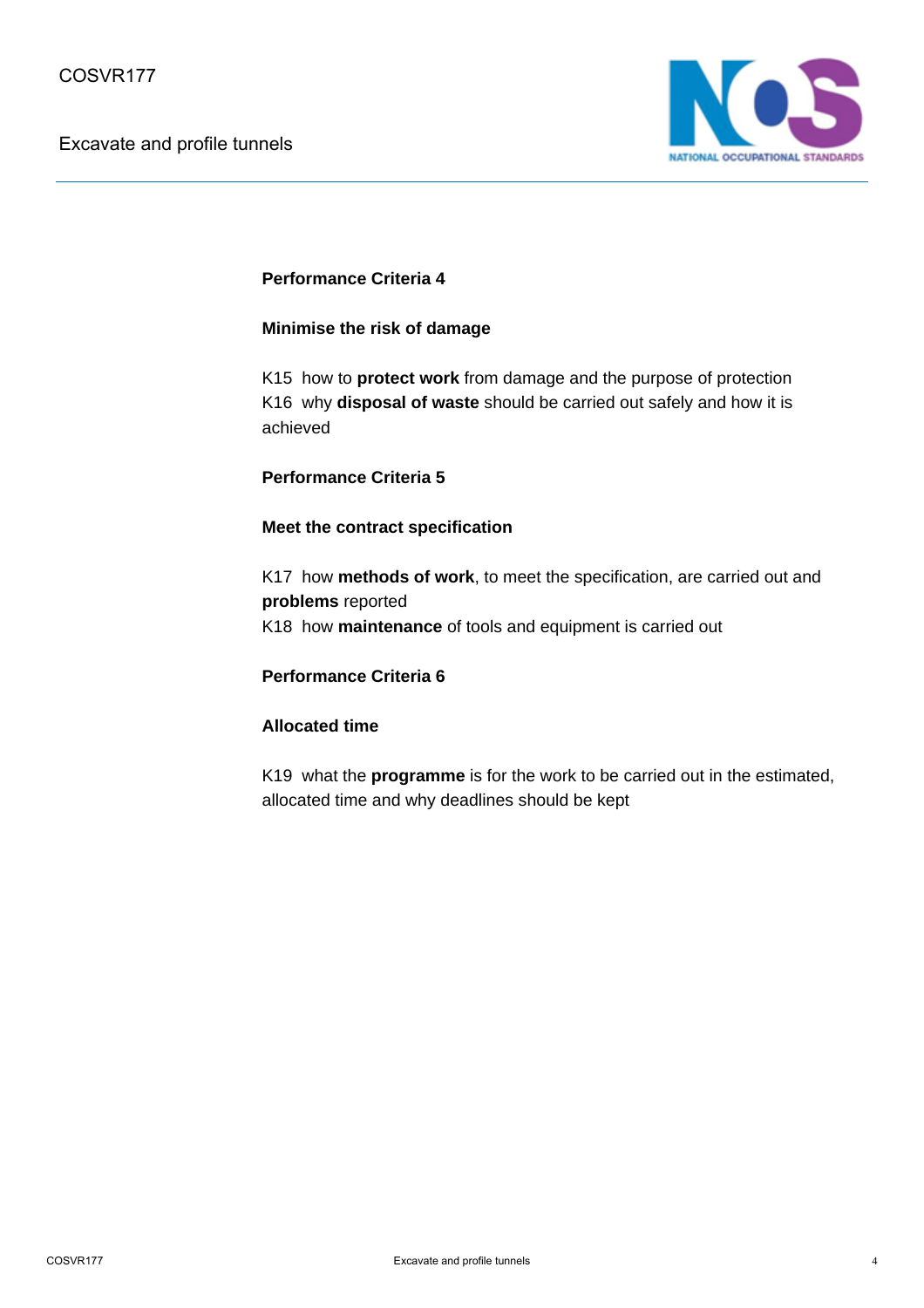**Performance Criteria 4**

**Minimise the risk of damage**

K15 how to **protect work** from damage and the purpose of protection
K16 why **disposal of waste** should be carried out safely and how it is achieved

**Performance Criteria 5**

**Meet the contract specification**

K17 how **methods of work**, to meet the specification, are carried out and **problems** reported
K18 how **maintenance** of tools and equipment is carried out

**Performance Criteria 6**

**Allocated time**

K19 what the **programme** is for the work to be carried out in the estimated, allocated time and why deadlines should be kept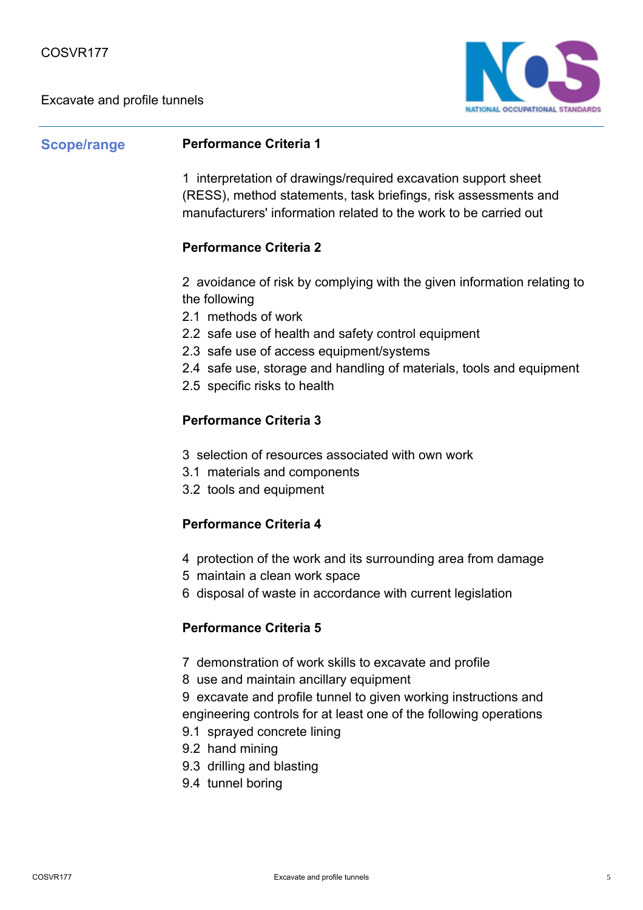## Scope/range

**Performance Criteria 1**

1 interpretation of drawings/required excavation support sheet (RESS), method statements, task briefings, risk assessments and manufacturers' information related to the work to be carried out

**Performance Criteria 2**

2 avoidance of risk by complying with the given information relating to the following

2.1 methods of work
2.2 safe use of health and safety control equipment
2.3 safe use of access equipment/systems
2.4 safe use, storage and handling of materials, tools and equipment
2.5 specific risks to health

**Performance Criteria 3**

3 selection of resources associated with own work

3.1 materials and components
3.2 tools and equipment

**Performance Criteria 4**

4 protection of the work and its surrounding area from damage
5 maintain a clean work space
6 disposal of waste in accordance with current legislation

**Performance Criteria 5**

7 demonstration of work skills to excavate and profile
8 use and maintain ancillary equipment
9 excavate and profile tunnel to given working instructions and engineering controls for at least one of the following operations

9.1 sprayed concrete lining
9.2 hand mining
9.3 drilling and blasting
9.4 tunnel boring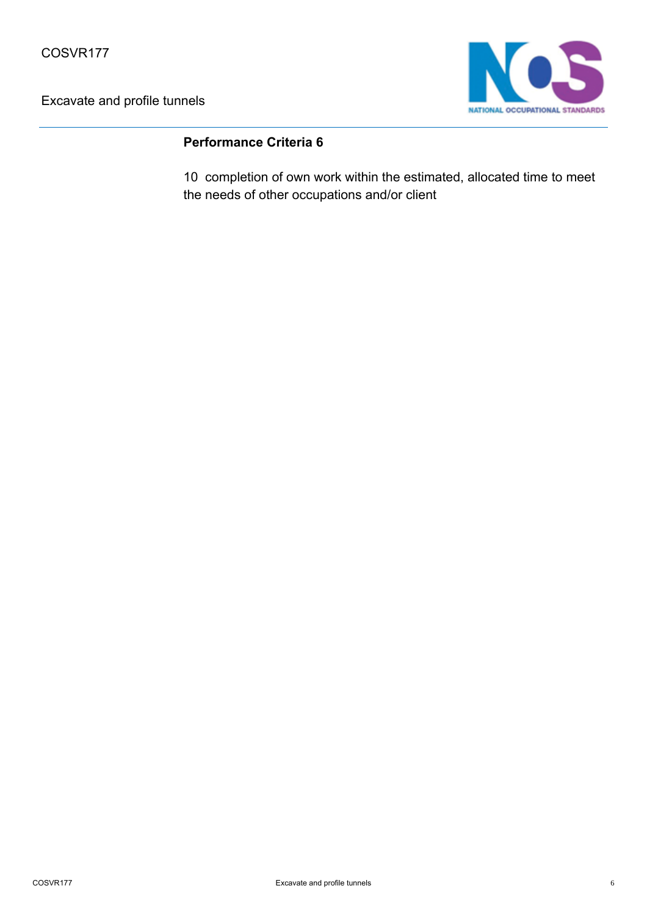### Performance Criteria 6

10 completion of own work within the estimated, allocated time to meet the needs of other occupations and/or client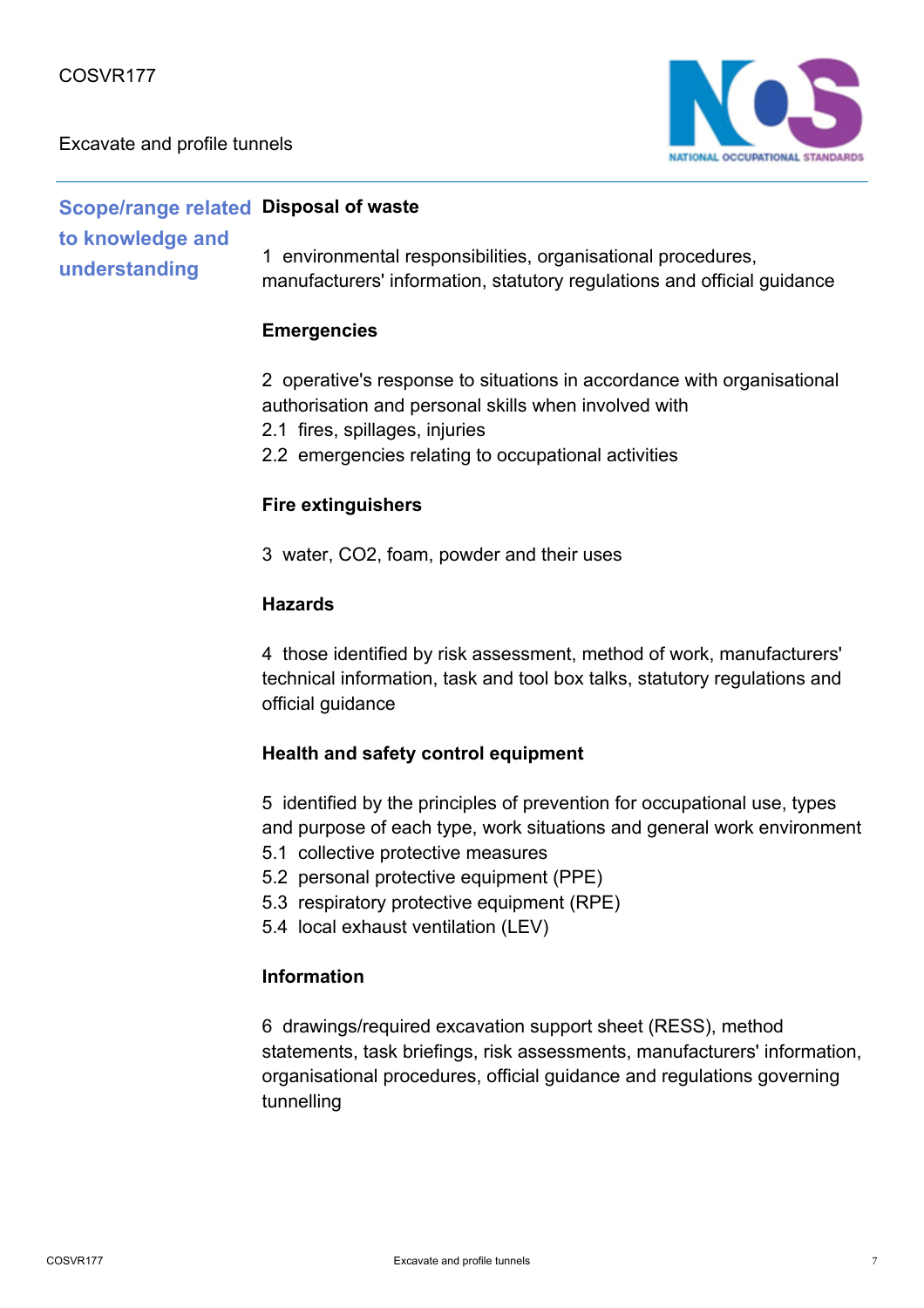## Scope/range related to knowledge and understanding

**Disposal of waste**

1 environmental responsibilities, organisational procedures, manufacturers' information, statutory regulations and official guidance

**Emergencies**

2 operative's response to situations in accordance with organisational authorisation and personal skills when involved with
2.1 fires, spillages, injuries
2.2 emergencies relating to occupational activities

**Fire extinguishers**

3 water, $CO_2$, foam, powder and their uses

**Hazards**

4 those identified by risk assessment, method of work, manufacturers' technical information, task and tool box talks, statutory regulations and official guidance

**Health and safety control equipment**

5 identified by the principles of prevention for occupational use, types and purpose of each type, work situations and general work environment
5.1 collective protective measures
5.2 personal protective equipment (PPE)
5.3 respiratory protective equipment (RPE)
5.4 local exhaust ventilation (LEV)

**Information**

6 drawings/required excavation support sheet (RESS), method statements, task briefings, risk assessments, manufacturers' information, organisational procedures, official guidance and regulations governing tunnelling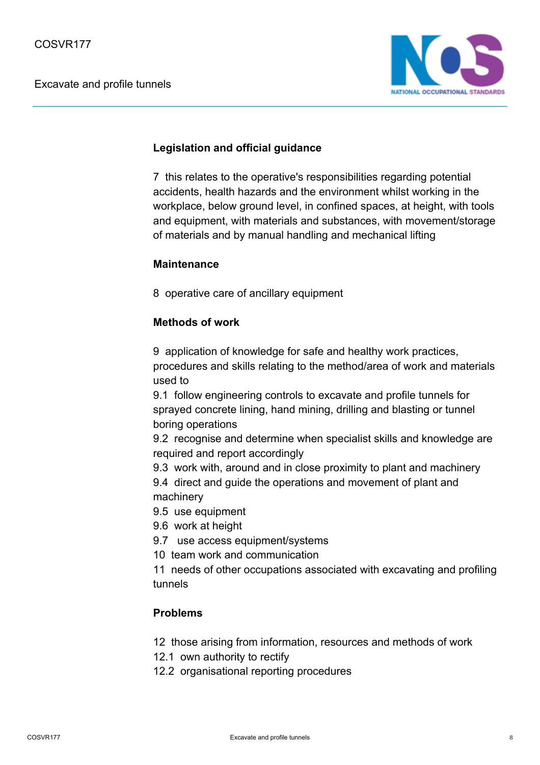**Legislation and official guidance**

7 this relates to the operative's responsibilities regarding potential accidents, health hazards and the environment whilst working in the workplace, below ground level, in confined spaces, at height, with tools and equipment, with materials and substances, with movement/storage of materials and by manual handling and mechanical lifting

**Maintenance**

8 operative care of ancillary equipment

**Methods of work**

9 application of knowledge for safe and healthy work practices, procedures and skills relating to the method/area of work and materials used to
9.1 follow engineering controls to excavate and profile tunnels for sprayed concrete lining, hand mining, drilling and blasting or tunnel boring operations
9.2 recognise and determine when specialist skills and knowledge are required and report accordingly
9.3 work with, around and in close proximity to plant and machinery
9.4 direct and guide the operations and movement of plant and machinery
9.5 use equipment
9.6 work at height
9.7 use access equipment/systems
10 team work and communication
11 needs of other occupations associated with excavating and profiling tunnels

**Problems**

12 those arising from information, resources and methods of work
12.1 own authority to rectify
12.2 organisational reporting procedures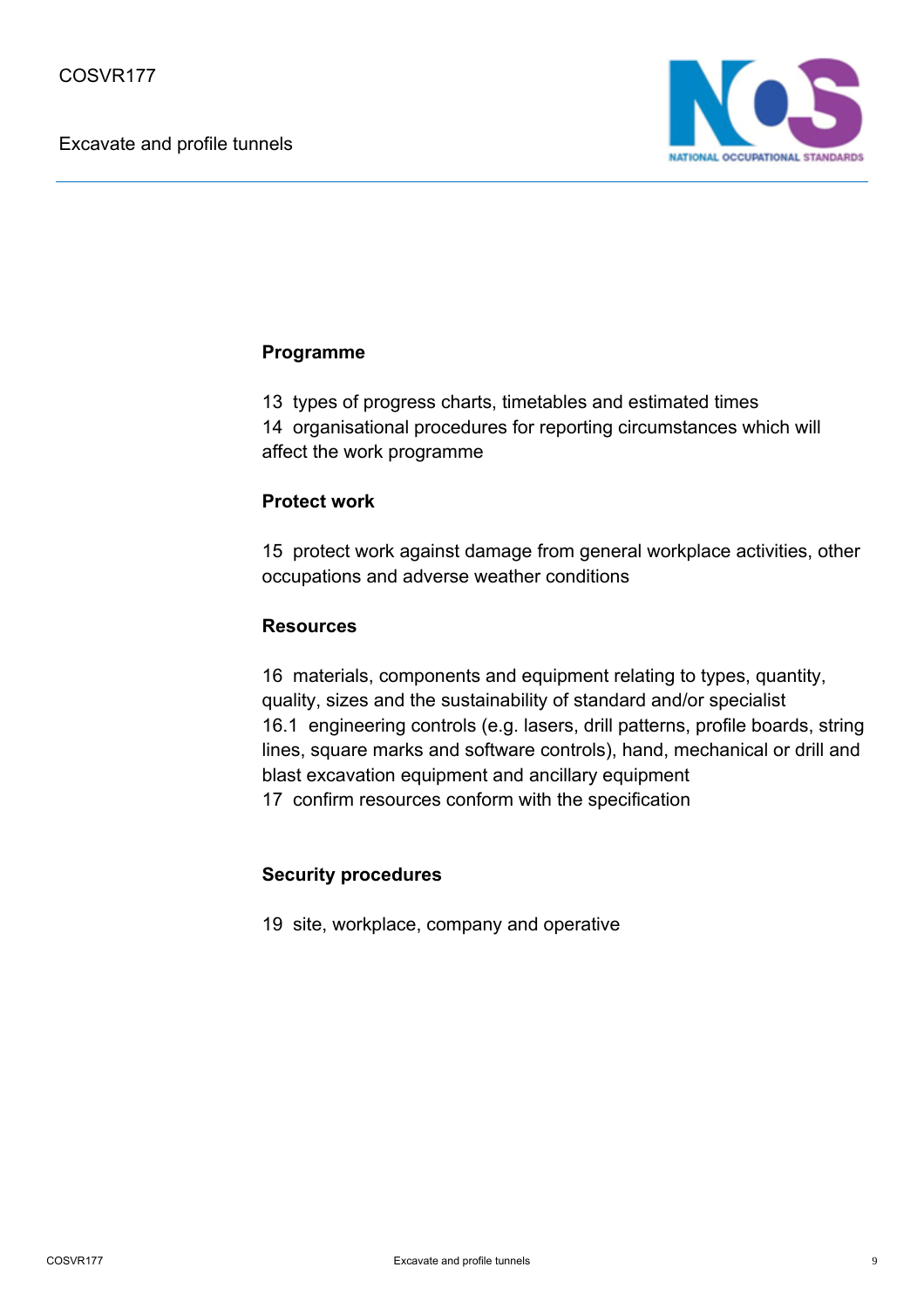**Programme**

13 types of progress charts, timetables and estimated times
14 organisational procedures for reporting circumstances which will affect the work programme

**Protect work**

15 protect work against damage from general workplace activities, other occupations and adverse weather conditions

**Resources**

16 materials, components and equipment relating to types, quantity, quality, sizes and the sustainability of standard and/or specialist
16.1 engineering controls (e.g. lasers, drill patterns, profile boards, string lines, square marks and software controls), hand, mechanical or drill and blast excavation equipment and ancillary equipment
17 confirm resources conform with the specification

**Security procedures**

19 site, workplace, company and operative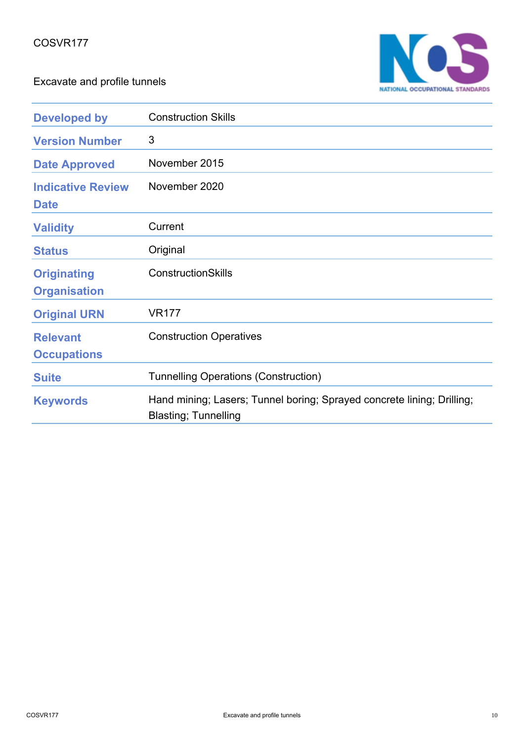COSVR177

Excavate and profile tunnels

| | |
|---|---|
| **Developed by** | Construction Skills |
| **Version Number** | 3 |
| **Date Approved** | November 2015 |
| **Indicative Review Date** | November 2020 |
| **Validity** | Current |
| **Status** | Original |
| **Originating Organisation** | ConstructionSkills |
| **Original URN** | VR177 |
| **Relevant Occupations** | Construction Operatives |
| **Suite** | Tunnelling Operations (Construction) |
| **Keywords** | Hand mining; Lasers; Tunnel boring; Sprayed concrete lining; Drilling; Blasting; Tunnelling |